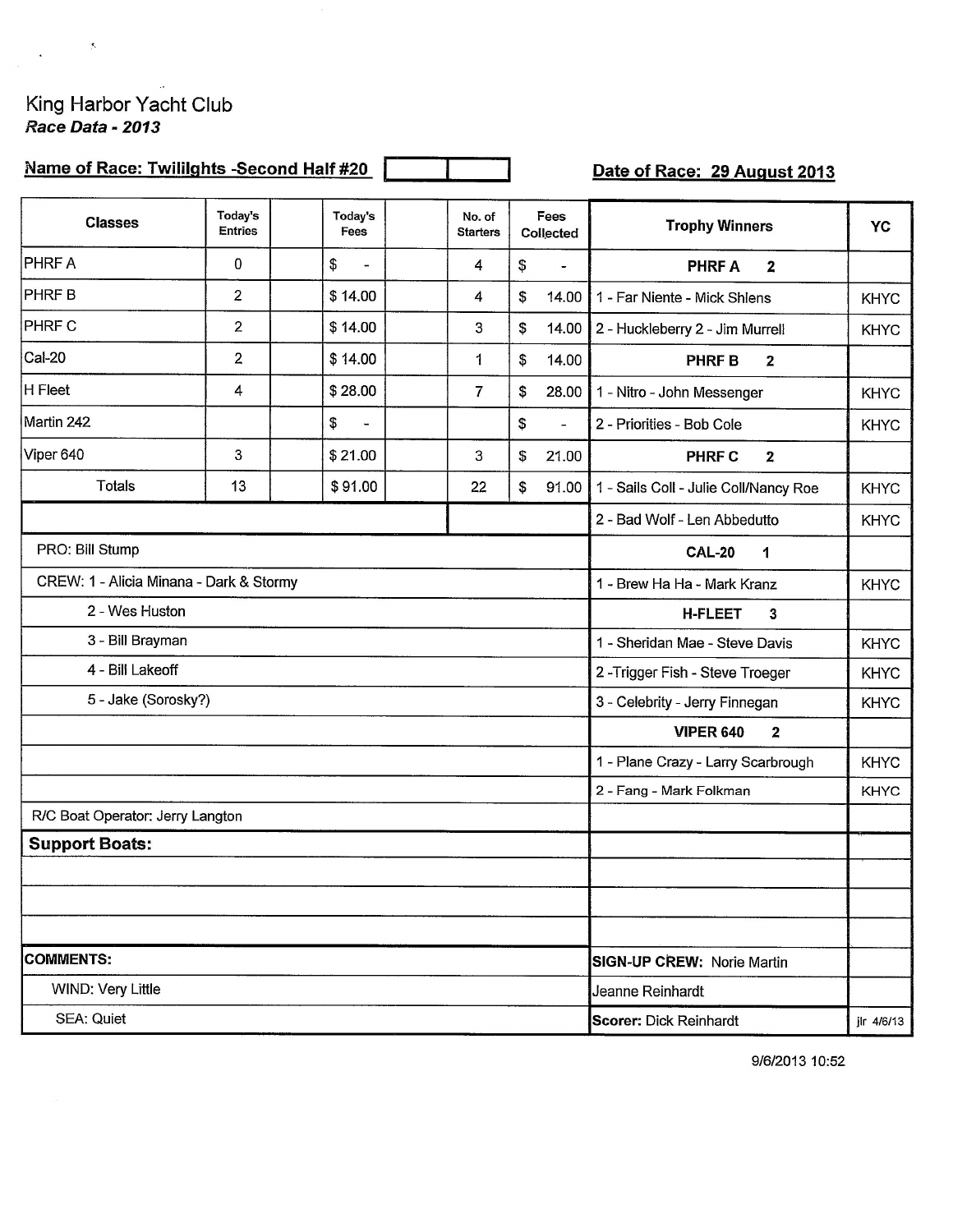King Harbor Yacht Club

***Race Data - 2013***

**Name of Race: Twilights -Second Half #20**

**Date of Race: 29 August 2013**

| Classes | Today's Entries | Today's Fees | No. of Starters | Fees Collected |
|---|---|---|---|---|
| PHRF A | 0 | $ - | 4 | $ - |
| PHRF B | 2 | $ 14.00 | 4 | $ 14.00 |
| PHRF C | 2 | $ 14.00 | 3 | $ 14.00 |
| Cal-20 | 2 | $ 14.00 | 1 | $ 14.00 |
| H Fleet | 4 | $ 28.00 | 7 | $ 28.00 |
| Martin 242 | | $ - | | $ - |
| Viper 640 | 3 | $ 21.00 | 3 | $ 21.00 |
| Totals | 13 | $ 91.00 | 22 | $ 91.00 |

PRO: Bill Stump

CREW: 1 - Alicia Minana - Dark & Stormy
2 - Wes Huston
3 - Bill Brayman
4 - Bill Lakeoff
5 - Jake (Sorosky?)

R/C Boat Operator: Jerry Langton

**Support Boats:**

| Trophy Winners | YC |
|---|---|
| **PHRF A 2** | |
| 1 - Far Niente - Mick Shlens | KHYC |
| 2 - Huckleberry 2 - Jim Murrell | KHYC |
| **PHRF B 2** | |
| 1 - Nitro - John Messenger | KHYC |
| 2 - Priorities - Bob Cole | KHYC |
| **PHRF C 2** | |
| 1 - Sails Coll - Julie Coll/Nancy Roe | KHYC |
| 2 - Bad Wolf - Len Abbedutto | KHYC |
| **CAL-20 1** | |
| 1 - Brew Ha Ha - Mark Kranz | KHYC |
| **H-FLEET 3** | |
| 1 - Sheridan Mae - Steve Davis | KHYC |
| 2 -Trigger Fish - Steve Troeger | KHYC |
| 3 - Celebrity - Jerry Finnegan | KHYC |
| **VIPER 640 2** | |
| 1 - Plane Crazy - Larry Scarbrough | KHYC |
| 2 - Fang - Mark Folkman | KHYC |

**COMMENTS:**

WIND: Very Little

SEA: Quiet

**SIGN-UP CREW:** Norie Martin

Jeanne Reinhardt

**Scorer:** Dick Reinhardt

jlr 4/6/13

9/6/2013 10:52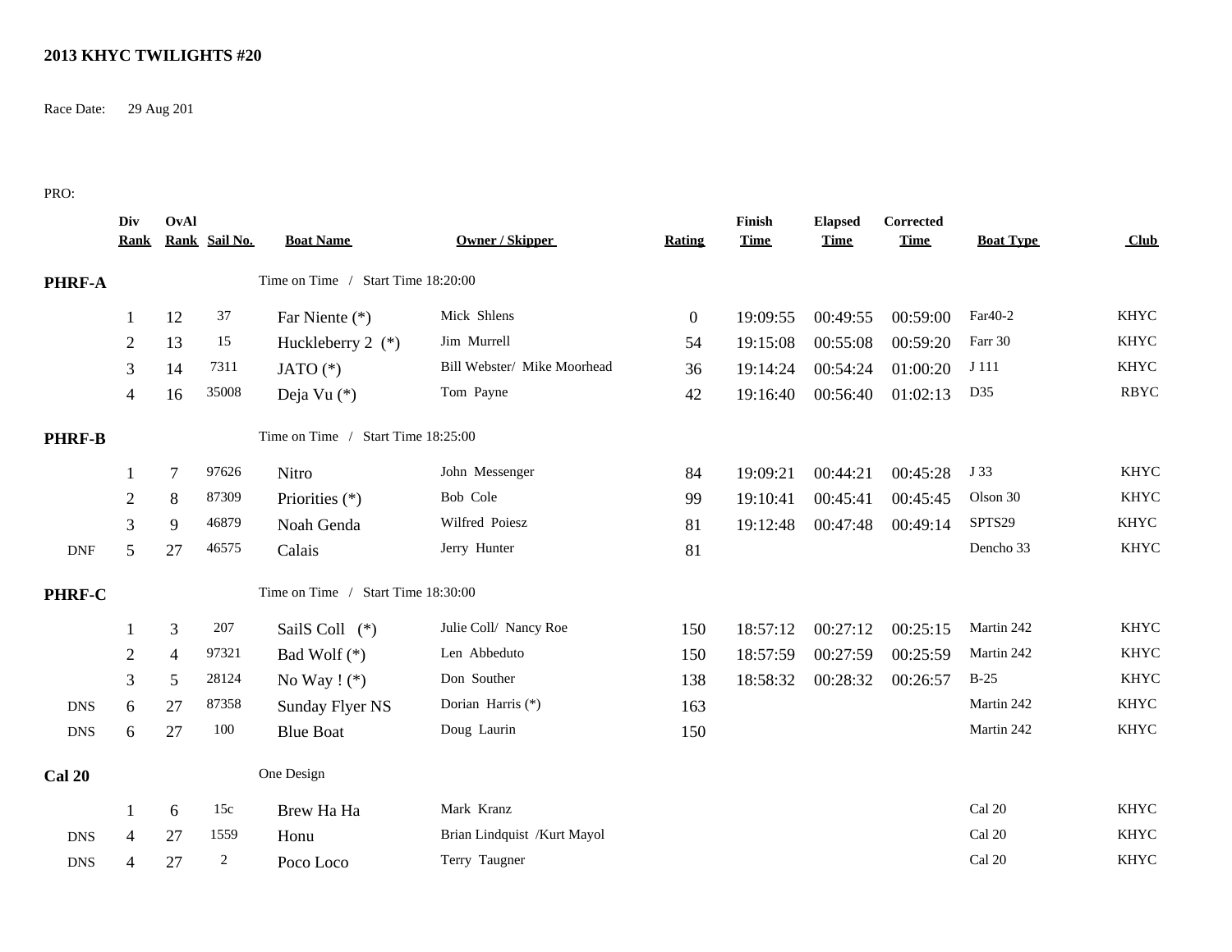**2013 KHYC TWILIGHTS #20**

Race Date: 29 Aug 201

PRO:

| | Div Rank | OvAl Rank | Sail No. | Boat Name | Owner / Skipper | Rating | Finish Time | Elapsed Time | Corrected Time | Boat Type | Club |
|---|---|---|---|---|---|---|---|---|---|---|---|
| **PHRF-A** | | | | Time on Time / Start Time 18:20:00 | | | | | | | |
| | 1 | 12 | 37 | Far Niente (*) | Mick Shlens | 0 | 19:09:55 | 00:49:55 | 00:59:00 | Far40-2 | KHYC |
| | 2 | 13 | 15 | Huckleberry 2 (*) | Jim Murrell | 54 | 19:15:08 | 00:55:08 | 00:59:20 | Farr 30 | KHYC |
| | 3 | 14 | 7311 | JATO (*) | Bill Webster/ Mike Moorhead | 36 | 19:14:24 | 00:54:24 | 01:00:20 | J 111 | KHYC |
| | 4 | 16 | 35008 | Deja Vu (*) | Tom Payne | 42 | 19:16:40 | 00:56:40 | 01:02:13 | D35 | RBYC |
| **PHRF-B** | | | | Time on Time / Start Time 18:25:00 | | | | | | | |
| | 1 | 7 | 97626 | Nitro | John Messenger | 84 | 19:09:21 | 00:44:21 | 00:45:28 | J 33 | KHYC |
| | 2 | 8 | 87309 | Priorities (*) | Bob Cole | 99 | 19:10:41 | 00:45:41 | 00:45:45 | Olson 30 | KHYC |
| | 3 | 9 | 46879 | Noah Genda | Wilfred Poiesz | 81 | 19:12:48 | 00:47:48 | 00:49:14 | SPTS29 | KHYC |
| DNF | 5 | 27 | 46575 | Calais | Jerry Hunter | 81 | | | | Dencho 33 | KHYC |
| **PHRF-C** | | | | Time on Time / Start Time 18:30:00 | | | | | | | |
| | 1 | 3 | 207 | SailS Coll (*) | Julie Coll/ Nancy Roe | 150 | 18:57:12 | 00:27:12 | 00:25:15 | Martin 242 | KHYC |
| | 2 | 4 | 97321 | Bad Wolf (*) | Len Abbeduto | 150 | 18:57:59 | 00:27:59 | 00:25:59 | Martin 242 | KHYC |
| | 3 | 5 | 28124 | No Way ! (*) | Don Souther | 138 | 18:58:32 | 00:28:32 | 00:26:57 | B-25 | KHYC |
| DNS | 6 | 27 | 87358 | Sunday Flyer NS | Dorian Harris (*) | 163 | | | | Martin 242 | KHYC |
| DNS | 6 | 27 | 100 | Blue Boat | Doug Laurin | 150 | | | | Martin 242 | KHYC |
| **Cal 20** | | | | One Design | | | | | | | |
| | 1 | 6 | 15c | Brew Ha Ha | Mark Kranz | | | | | Cal 20 | KHYC |
| DNS | 4 | 27 | 1559 | Honu | Brian Lindquist /Kurt Mayol | | | | | Cal 20 | KHYC |
| DNS | 4 | 27 | 2 | Poco Loco | Terry Taugner | | | | | Cal 20 | KHYC |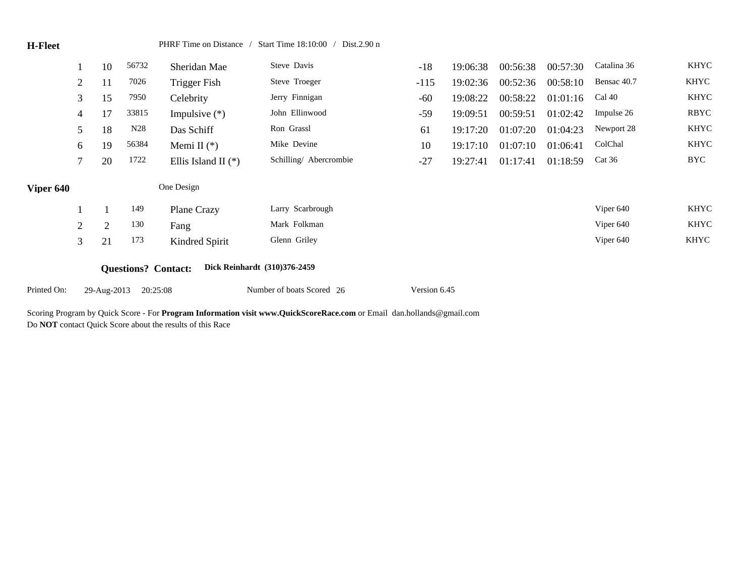**H-Fleet** PHRF Time on Distance / Start Time 18:10:00 / Dist.2.90 n

| | | | | | | | | | | |
|---|---|---|---|---|---|---|---|---|---|---|
| 1 | 10 | 56732 | Sheridan Mae | Steve Davis | -18 | 19:06:38 | 00:56:38 | 00:57:30 | Catalina 36 | KHYC |
| 2 | 11 | 7026 | Trigger Fish | Steve Troeger | -115 | 19:02:36 | 00:52:36 | 00:58:10 | Bensac 40.7 | KHYC |
| 3 | 15 | 7950 | Celebrity | Jerry Finnigan | -60 | 19:08:22 | 00:58:22 | 01:01:16 | Cal 40 | KHYC |
| 4 | 17 | 33815 | Impulsive (*) | John Ellinwood | -59 | 19:09:51 | 00:59:51 | 01:02:42 | Impulse 26 | RBYC |
| 5 | 18 | N28 | Das Schiff | Ron Grassl | 61 | 19:17:20 | 01:07:20 | 01:04:23 | Newport 28 | KHYC |
| 6 | 19 | 56384 | Memi II (*) | Mike Devine | 10 | 19:17:10 | 01:07:10 | 01:06:41 | ColChal | KHYC |
| 7 | 20 | 1722 | Ellis Island II (*) | Schilling/ Abercrombie | -27 | 19:27:41 | 01:17:41 | 01:18:59 | Cat 36 | BYC |

**Viper 640** One Design

| | | | | | | |
|---|---|---|---|---|---|---|
| 1 | 1 | 149 | Plane Crazy | Larry Scarbrough | Viper 640 | KHYC |
| 2 | 2 | 130 | Fang | Mark Folkman | Viper 640 | KHYC |
| 3 | 21 | 173 | Kindred Spirit | Glenn Griley | Viper 640 | KHYC |

**Questions? Contact:** **Dick Reinhardt (310)376-2459**

Printed On: 29-Aug-2013 20:25:08 Number of boats Scored 26 Version 6.45

Scoring Program by Quick Score - For **Program Information visit www.QuickScoreRace.com** or Email dan.hollands@gmail.com
Do **NOT** contact Quick Score about the results of this Race